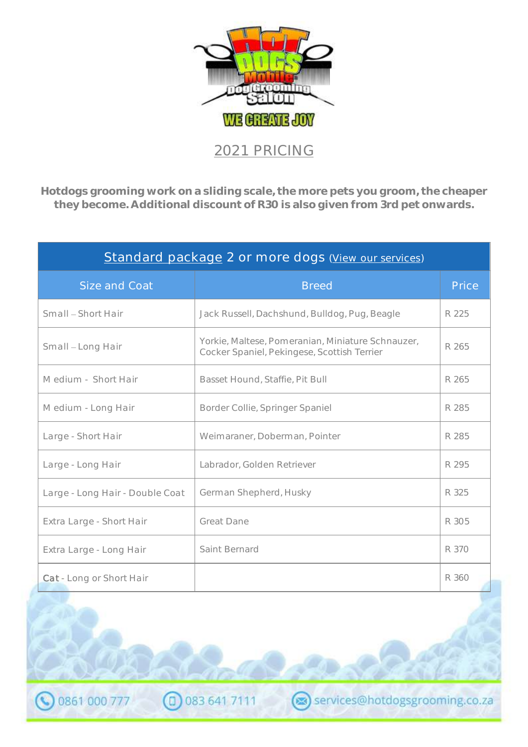## 2021 PRICING

**Hotdogs grooming work on a sliding scale, the more pets you groom, the cheaper they become. Additional discount of R30 is also given from 3rd pet onwards.**

| Standard package 2 or more dogs (View our services) | | |
|---|---|---|
| Size and Coat | Breed | Price |
| Small – Short Hair | Jack Russell, Dachshund, Bulldog, Pug, Beagle | R 225 |
| Small – Long Hair | Yorkie, Maltese, Pomeranian, Miniature Schnauzer, Cocker Spaniel, Pekingese, Scottish Terrier | R 265 |
| Medium - Short Hair | Basset Hound, Staffie, Pit Bull | R 265 |
| Medium - Long Hair | Border Collie, Springer Spaniel | R 285 |
| Large - Short Hair | Weimaraner, Doberman, Pointer | R 285 |
| Large - Long Hair | Labrador, Golden Retriever | R 295 |
| Large - Long Hair - Double Coat | German Shepherd, Husky | R 325 |
| Extra Large - Short Hair | Great Dane | R 305 |
| Extra Large - Long Hair | Saint Bernard | R 370 |
| **Cat** - Long or Short Hair | | R 360 |

0861 000 777 | 083 641 7111 | services@hotdogsgrooming.co.za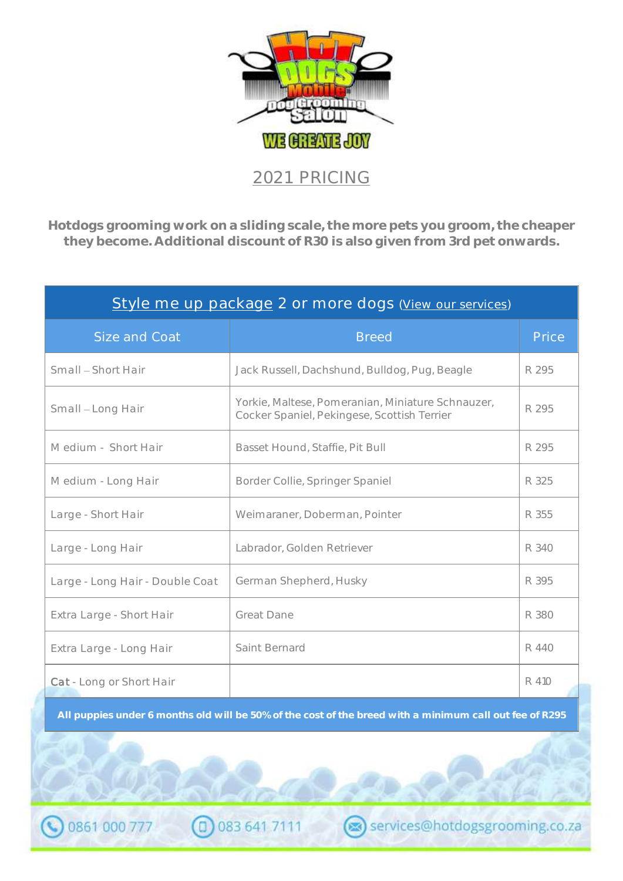## 2021 PRICING

**Hotdogs grooming work on a sliding scale, the more pets you groom, the cheaper they become. Additional discount of R30 is also given from 3rd pet onwards.**

| Style me up package 2 or more dogs (View our services) | | |
|---|---|---|
| **Size and Coat** | **Breed** | **Price** |
| Small – Short Hair | Jack Russell, Dachshund, Bulldog, Pug, Beagle | R 295 |
| Small – Long Hair | Yorkie, Maltese, Pomeranian, Miniature Schnauzer, Cocker Spaniel, Pekingese, Scottish Terrier | R 295 |
| Medium - Short Hair | Basset Hound, Staffie, Pit Bull | R 295 |
| Medium - Long Hair | Border Collie, Springer Spaniel | R 325 |
| Large - Short Hair | Weimaraner, Doberman, Pointer | R 355 |
| Large - Long Hair | Labrador, Golden Retriever | R 340 |
| Large - Long Hair - Double Coat | German Shepherd, Husky | R 395 |
| Extra Large - Short Hair | Great Dane | R 380 |
| Extra Large - Long Hair | Saint Bernard | R 440 |
| Cat - Long or Short Hair | | R 410 |
| **All puppies under 6 months old will be 50% of the cost of the breed with a minimum call out fee of R295** | | |

0861 000 777 | 083 641 7111 | services@hotdogsgrooming.co.za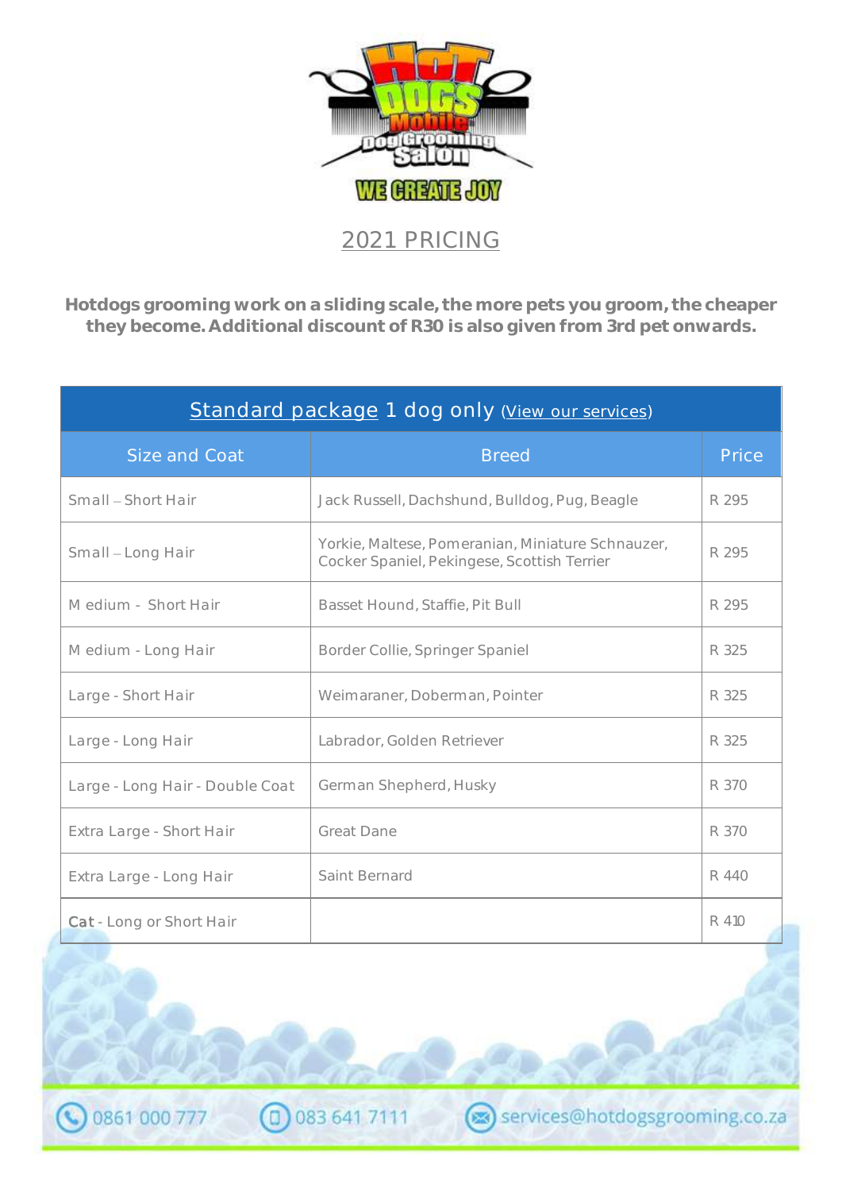# 2021 PRICING

**Hotdogs grooming work on a sliding scale, the more pets you groom, the cheaper they become. Additional discount of R30 is also given from 3rd pet onwards.**

| Standard package 1 dog only (View our services) | | |
|---|---|---|
| **Size and Coat** | **Breed** | **Price** |
| Small – Short Hair | Jack Russell, Dachshund, Bulldog, Pug, Beagle | R 295 |
| Small – Long Hair | Yorkie, Maltese, Pomeranian, Miniature Schnauzer, Cocker Spaniel, Pekingese, Scottish Terrier | R 295 |
| Medium - Short Hair | Basset Hound, Staffie, Pit Bull | R 295 |
| Medium - Long Hair | Border Collie, Springer Spaniel | R 325 |
| Large - Short Hair | Weimaraner, Doberman, Pointer | R 325 |
| Large - Long Hair | Labrador, Golden Retriever | R 325 |
| Large - Long Hair - Double Coat | German Shepherd, Husky | R 370 |
| Extra Large - Short Hair | Great Dane | R 370 |
| Extra Large - Long Hair | Saint Bernard | R 440 |
| **Cat** - Long or Short Hair | | R 410 |

0861 000 777 | 083 641 7111 | services@hotdogsgrooming.co.za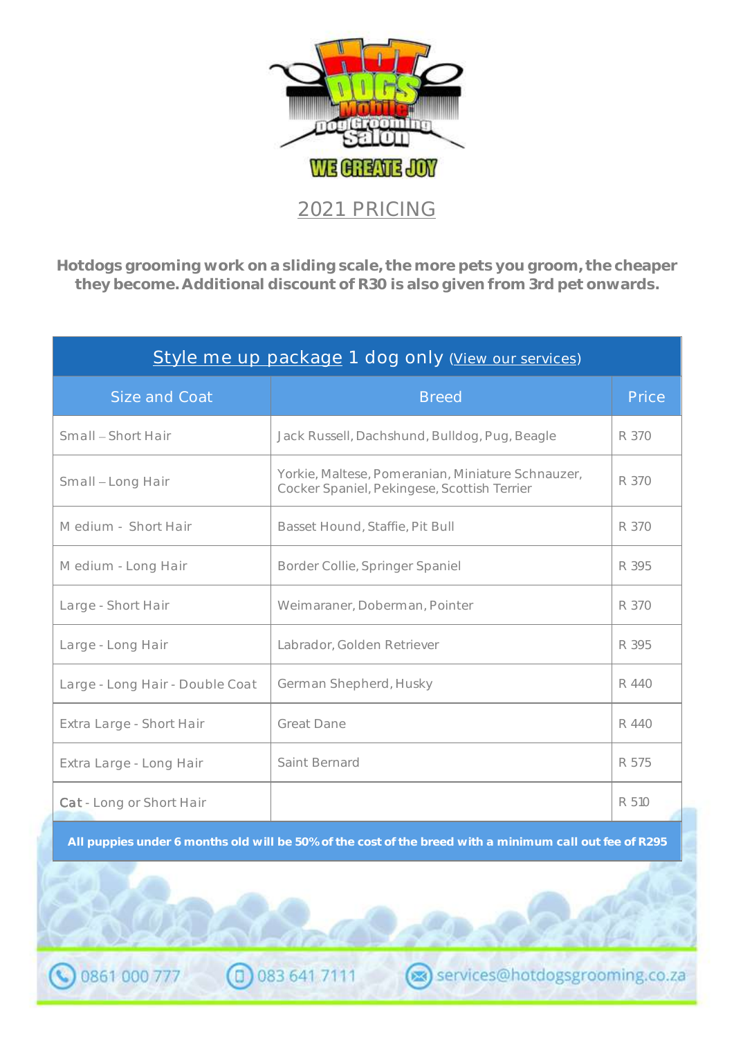HOT DOGS Mobile Dog Grooming Salon

WE CREATE JOY

# 2021 PRICING

**Hotdogs grooming work on a sliding scale, the more pets you groom, the cheaper they become. Additional discount of R30 is also given from 3rd pet onwards.**

| Style me up package 1 dog only (View our services) | | |
|---|---|---|
| **Size and Coat** | **Breed** | **Price** |
| Small – Short Hair | Jack Russell, Dachshund, Bulldog, Pug, Beagle | R 370 |
| Small – Long Hair | Yorkie, Maltese, Pomeranian, Miniature Schnauzer, Cocker Spaniel, Pekingese, Scottish Terrier | R 370 |
| Medium - Short Hair | Basset Hound, Staffie, Pit Bull | R 370 |
| Medium - Long Hair | Border Collie, Springer Spaniel | R 395 |
| Large - Short Hair | Weimaraner, Doberman, Pointer | R 370 |
| Large - Long Hair | Labrador, Golden Retriever | R 395 |
| Large - Long Hair - Double Coat | German Shepherd, Husky | R 440 |
| Extra Large - Short Hair | Great Dane | R 440 |
| Extra Large - Long Hair | Saint Bernard | R 575 |
| **Cat** - Long or Short Hair | | R 510 |
| **All puppies under 6 months old will be 50% of the cost of the breed with a minimum call out fee of R295** | | |

0861 000 777 | 083 641 7111 | services@hotdogsgrooming.co.za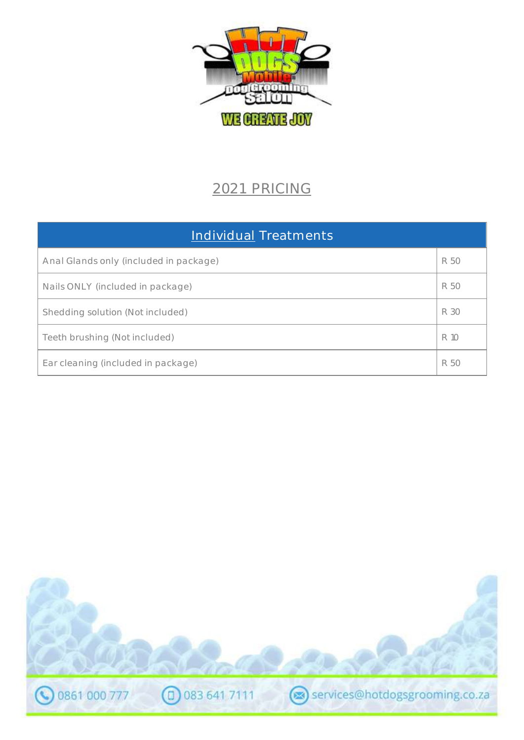## 2021 PRICING

| Individual Treatments | |
|---|---|
| Anal Glands only (included in package) | R 50 |
| Nails ONLY (included in package) | R 50 |
| Shedding solution (Not included) | R 30 |
| Teeth brushing (Not included) | R 10 |
| Ear cleaning (included in package) | R 50 |